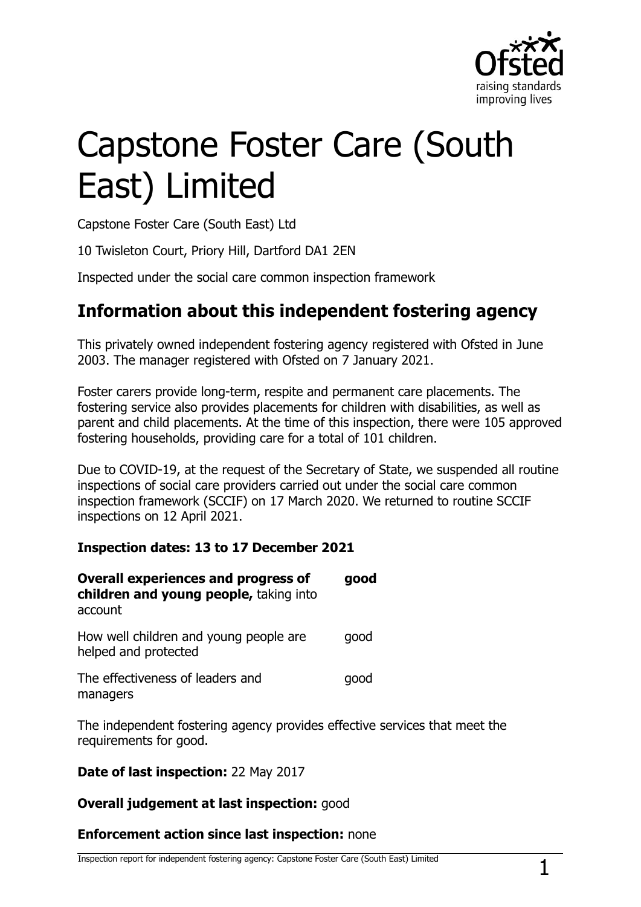# Capstone Foster Care (South East) Limited

Capstone Foster Care (South East) Ltd

10 Twisleton Court, Priory Hill, Dartford DA1 2EN

Inspected under the social care common inspection framework

## Information about this independent fostering agency

This privately owned independent fostering agency registered with Ofsted in June 2003. The manager registered with Ofsted on 7 January 2021.

Foster carers provide long-term, respite and permanent care placements. The fostering service also provides placements for children with disabilities, as well as parent and child placements. At the time of this inspection, there were 105 approved fostering households, providing care for a total of 101 children.

Due to COVID-19, at the request of the Secretary of State, we suspended all routine inspections of social care providers carried out under the social care common inspection framework (SCCIF) on 17 March 2020. We returned to routine SCCIF inspections on 12 April 2021.

**Inspection dates: 13 to 17 December 2021**

| | |
|---|---|
| **Overall experiences and progress of children and young people,** taking into account | **good** |
| How well children and young people are helped and protected | good |
| The effectiveness of leaders and managers | good |

The independent fostering agency provides effective services that meet the requirements for good.

**Date of last inspection:** 22 May 2017

**Overall judgement at last inspection:** good

**Enforcement action since last inspection:** none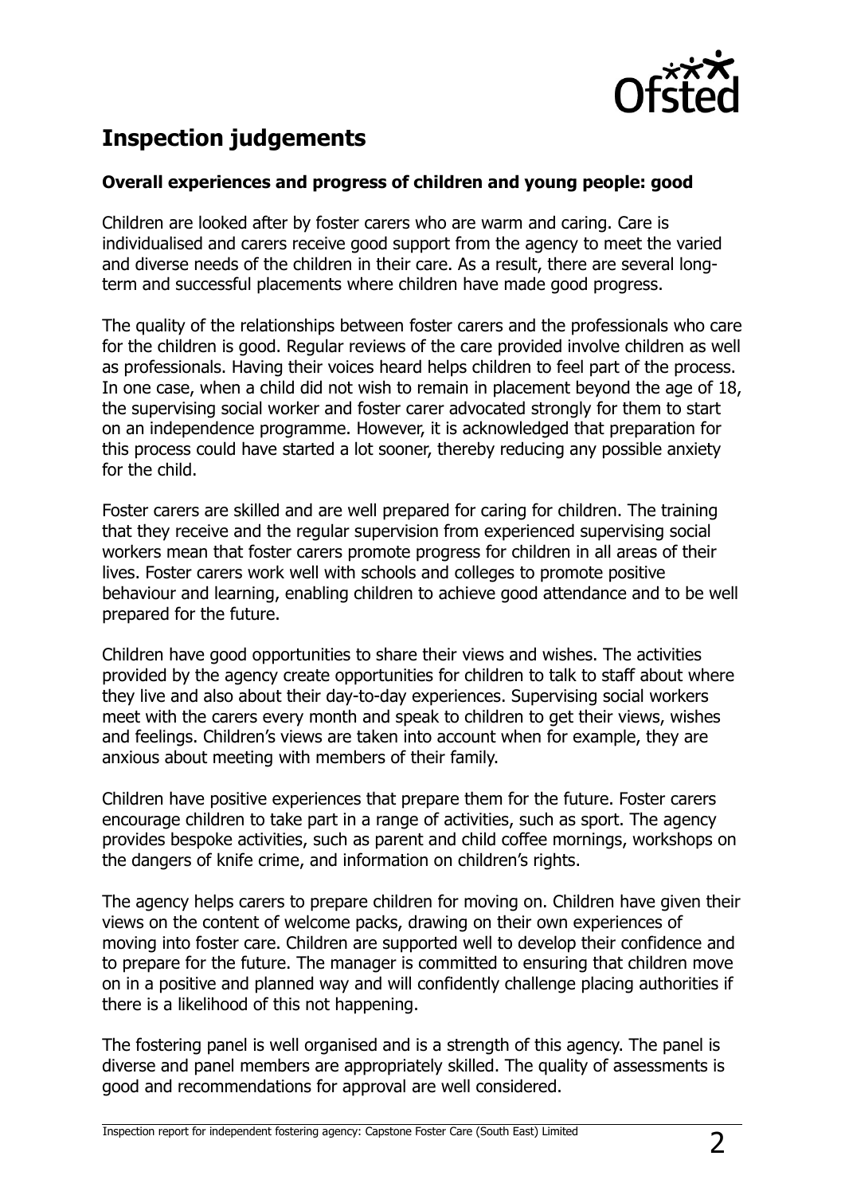## Inspection judgements

**Overall experiences and progress of children and young people: good**

Children are looked after by foster carers who are warm and caring. Care is individualised and carers receive good support from the agency to meet the varied and diverse needs of the children in their care. As a result, there are several long-term and successful placements where children have made good progress.

The quality of the relationships between foster carers and the professionals who care for the children is good. Regular reviews of the care provided involve children as well as professionals. Having their voices heard helps children to feel part of the process. In one case, when a child did not wish to remain in placement beyond the age of 18, the supervising social worker and foster carer advocated strongly for them to start on an independence programme. However, it is acknowledged that preparation for this process could have started a lot sooner, thereby reducing any possible anxiety for the child.

Foster carers are skilled and are well prepared for caring for children. The training that they receive and the regular supervision from experienced supervising social workers mean that foster carers promote progress for children in all areas of their lives. Foster carers work well with schools and colleges to promote positive behaviour and learning, enabling children to achieve good attendance and to be well prepared for the future.

Children have good opportunities to share their views and wishes. The activities provided by the agency create opportunities for children to talk to staff about where they live and also about their day-to-day experiences. Supervising social workers meet with the carers every month and speak to children to get their views, wishes and feelings. Children's views are taken into account when for example, they are anxious about meeting with members of their family.

Children have positive experiences that prepare them for the future. Foster carers encourage children to take part in a range of activities, such as sport. The agency provides bespoke activities, such as parent and child coffee mornings, workshops on the dangers of knife crime, and information on children's rights.

The agency helps carers to prepare children for moving on. Children have given their views on the content of welcome packs, drawing on their own experiences of moving into foster care. Children are supported well to develop their confidence and to prepare for the future. The manager is committed to ensuring that children move on in a positive and planned way and will confidently challenge placing authorities if there is a likelihood of this not happening.

The fostering panel is well organised and is a strength of this agency. The panel is diverse and panel members are appropriately skilled. The quality of assessments is good and recommendations for approval are well considered.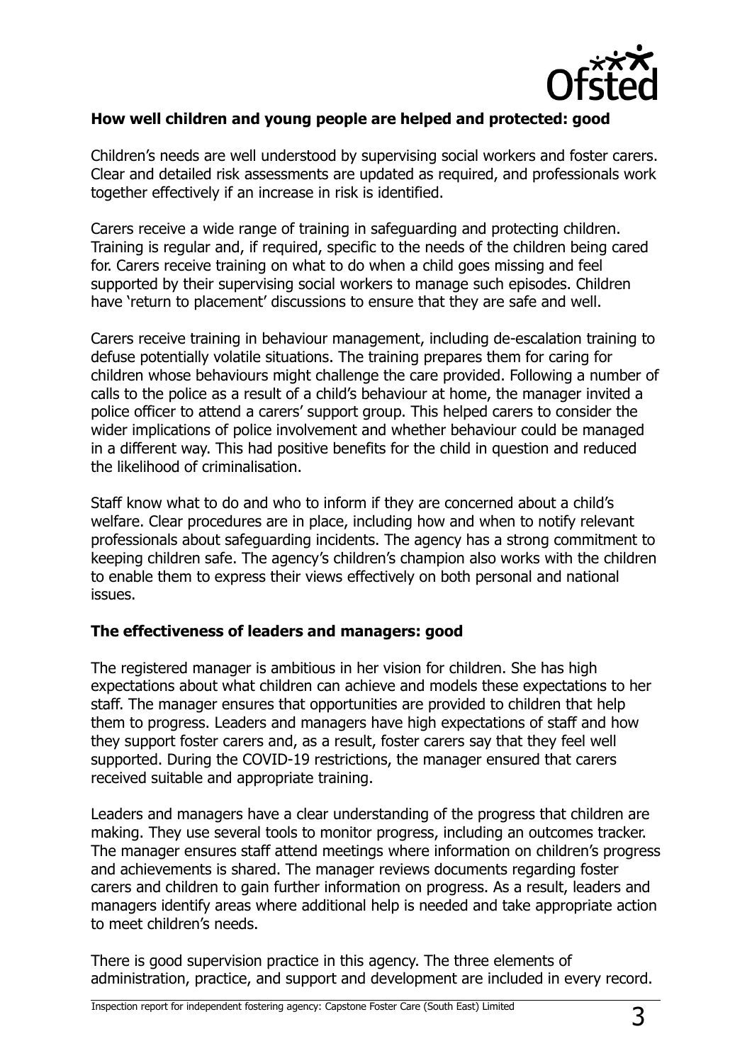**How well children and young people are helped and protected: good**

Children's needs are well understood by supervising social workers and foster carers. Clear and detailed risk assessments are updated as required, and professionals work together effectively if an increase in risk is identified.

Carers receive a wide range of training in safeguarding and protecting children. Training is regular and, if required, specific to the needs of the children being cared for. Carers receive training on what to do when a child goes missing and feel supported by their supervising social workers to manage such episodes. Children have 'return to placement' discussions to ensure that they are safe and well.

Carers receive training in behaviour management, including de-escalation training to defuse potentially volatile situations. The training prepares them for caring for children whose behaviours might challenge the care provided. Following a number of calls to the police as a result of a child's behaviour at home, the manager invited a police officer to attend a carers' support group. This helped carers to consider the wider implications of police involvement and whether behaviour could be managed in a different way. This had positive benefits for the child in question and reduced the likelihood of criminalisation.

Staff know what to do and who to inform if they are concerned about a child's welfare. Clear procedures are in place, including how and when to notify relevant professionals about safeguarding incidents. The agency has a strong commitment to keeping children safe. The agency's children's champion also works with the children to enable them to express their views effectively on both personal and national issues.

**The effectiveness of leaders and managers: good**

The registered manager is ambitious in her vision for children. She has high expectations about what children can achieve and models these expectations to her staff. The manager ensures that opportunities are provided to children that help them to progress. Leaders and managers have high expectations of staff and how they support foster carers and, as a result, foster carers say that they feel well supported. During the COVID-19 restrictions, the manager ensured that carers received suitable and appropriate training.

Leaders and managers have a clear understanding of the progress that children are making. They use several tools to monitor progress, including an outcomes tracker. The manager ensures staff attend meetings where information on children's progress and achievements is shared. The manager reviews documents regarding foster carers and children to gain further information on progress. As a result, leaders and managers identify areas where additional help is needed and take appropriate action to meet children's needs.

There is good supervision practice in this agency. The three elements of administration, practice, and support and development are included in every record.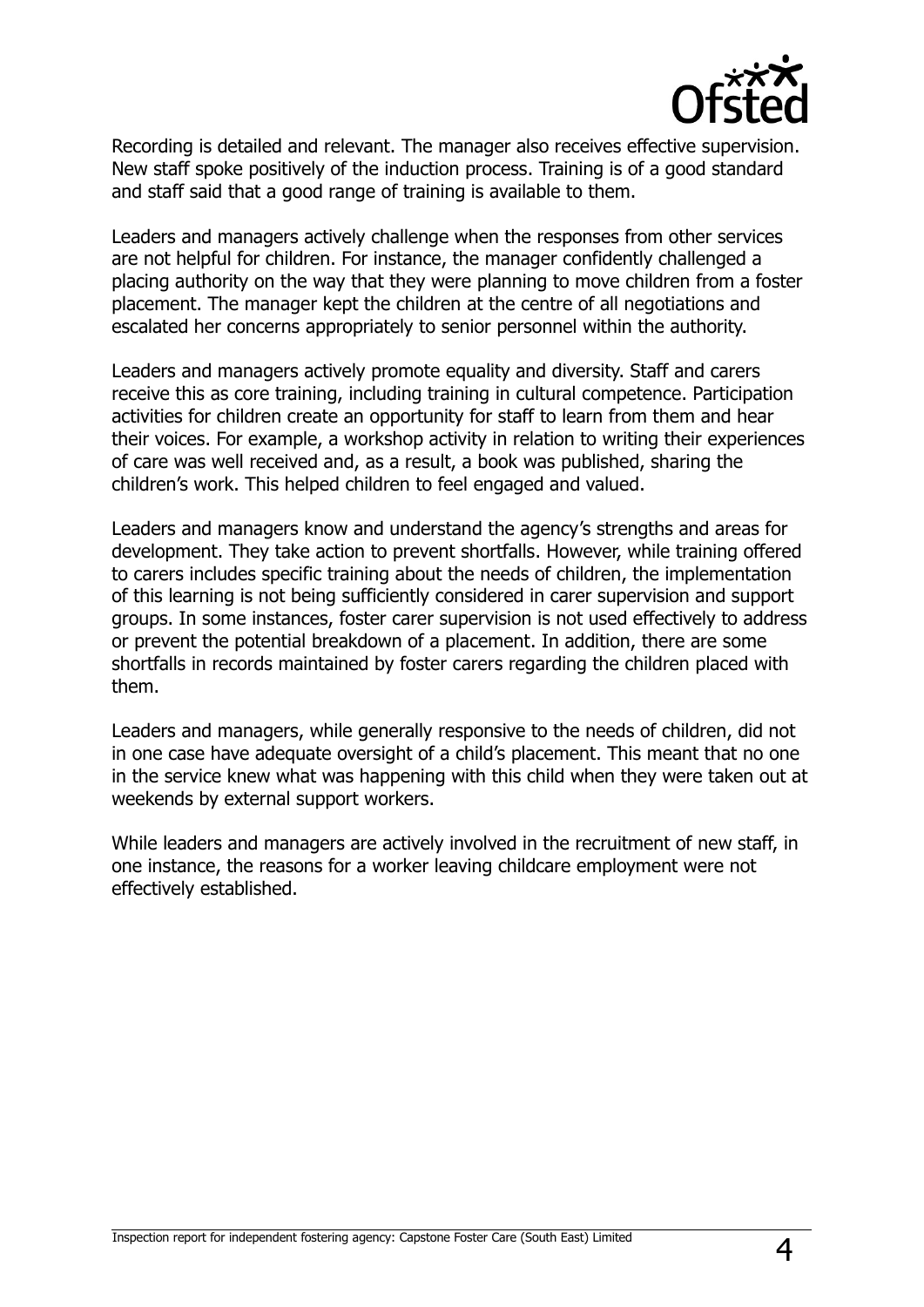Recording is detailed and relevant. The manager also receives effective supervision. New staff spoke positively of the induction process. Training is of a good standard and staff said that a good range of training is available to them.

Leaders and managers actively challenge when the responses from other services are not helpful for children. For instance, the manager confidently challenged a placing authority on the way that they were planning to move children from a foster placement. The manager kept the children at the centre of all negotiations and escalated her concerns appropriately to senior personnel within the authority.

Leaders and managers actively promote equality and diversity. Staff and carers receive this as core training, including training in cultural competence. Participation activities for children create an opportunity for staff to learn from them and hear their voices. For example, a workshop activity in relation to writing their experiences of care was well received and, as a result, a book was published, sharing the children's work. This helped children to feel engaged and valued.

Leaders and managers know and understand the agency's strengths and areas for development. They take action to prevent shortfalls. However, while training offered to carers includes specific training about the needs of children, the implementation of this learning is not being sufficiently considered in carer supervision and support groups. In some instances, foster carer supervision is not used effectively to address or prevent the potential breakdown of a placement. In addition, there are some shortfalls in records maintained by foster carers regarding the children placed with them.

Leaders and managers, while generally responsive to the needs of children, did not in one case have adequate oversight of a child's placement. This meant that no one in the service knew what was happening with this child when they were taken out at weekends by external support workers.

While leaders and managers are actively involved in the recruitment of new staff, in one instance, the reasons for a worker leaving childcare employment were not effectively established.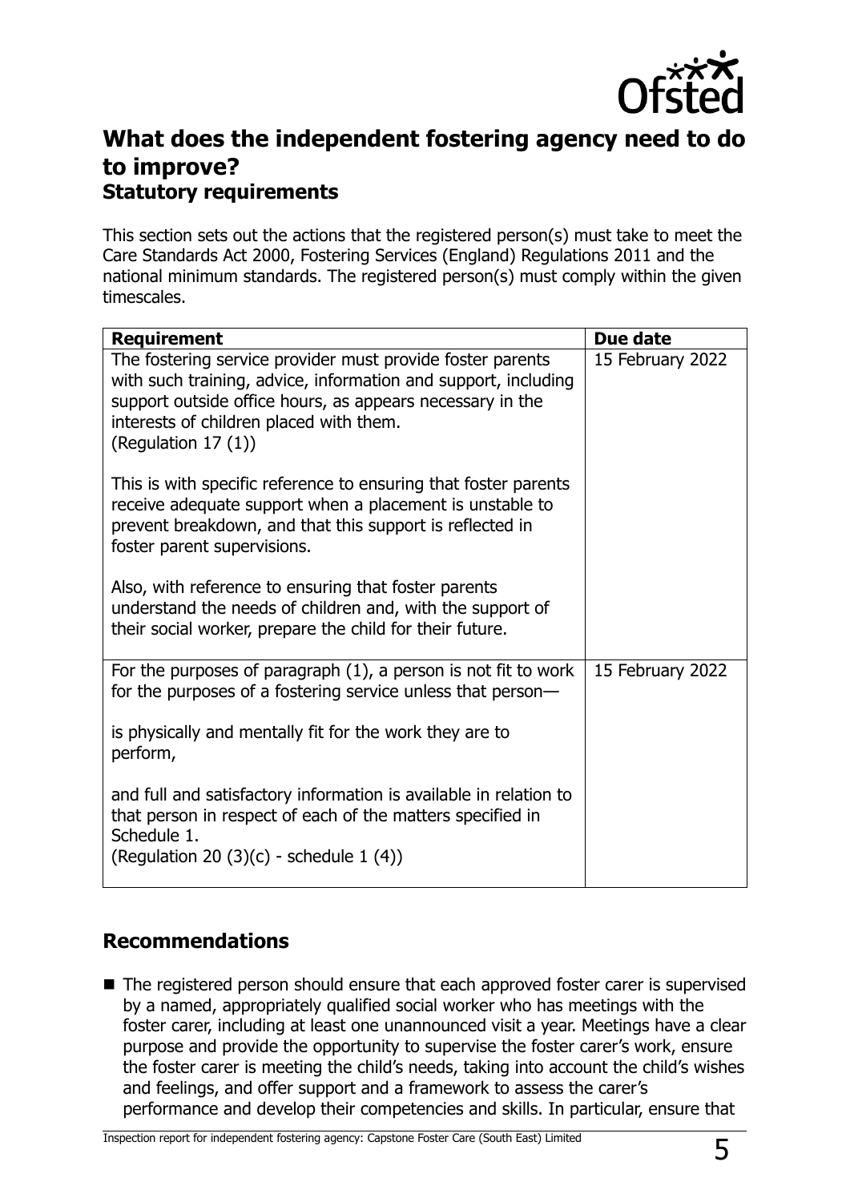## What does the independent fostering agency need to do to improve?

### Statutory requirements

This section sets out the actions that the registered person(s) must take to meet the Care Standards Act 2000, Fostering Services (England) Regulations 2011 and the national minimum standards. The registered person(s) must comply within the given timescales.

| Requirement | Due date |
| --- | --- |
| The fostering service provider must provide foster parents with such training, advice, information and support, including support outside office hours, as appears necessary in the interests of children placed with them. (Regulation 17 (1))<br><br>This is with specific reference to ensuring that foster parents receive adequate support when a placement is unstable to prevent breakdown, and that this support is reflected in foster parent supervisions.<br><br>Also, with reference to ensuring that foster parents understand the needs of children and, with the support of their social worker, prepare the child for their future. | 15 February 2022 |
| For the purposes of paragraph (1), a person is not fit to work for the purposes of a fostering service unless that person—<br><br>is physically and mentally fit for the work they are to perform,<br><br>and full and satisfactory information is available in relation to that person in respect of each of the matters specified in Schedule 1.<br>(Regulation 20 (3)(c) - schedule 1 (4)) | 15 February 2022 |

### Recommendations

- The registered person should ensure that each approved foster carer is supervised by a named, appropriately qualified social worker who has meetings with the foster carer, including at least one unannounced visit a year. Meetings have a clear purpose and provide the opportunity to supervise the foster carer's work, ensure the foster carer is meeting the child's needs, taking into account the child's wishes and feelings, and offer support and a framework to assess the carer's performance and develop their competencies and skills. In particular, ensure that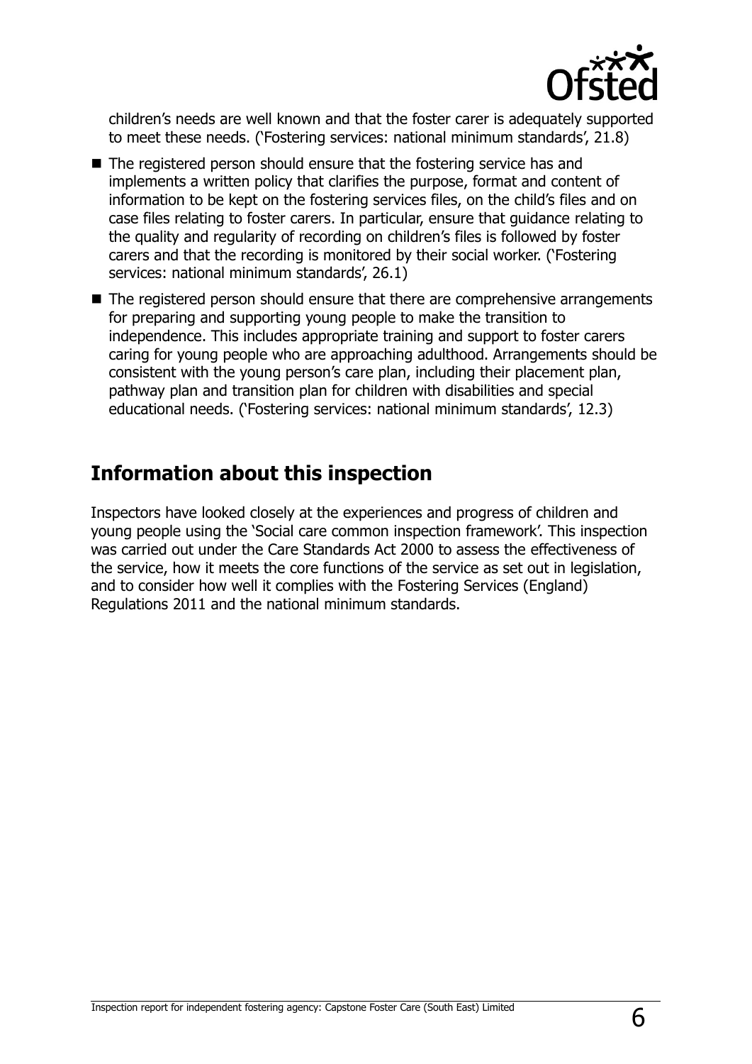children's needs are well known and that the foster carer is adequately supported to meet these needs. ('Fostering services: national minimum standards', 21.8)

- The registered person should ensure that the fostering service has and implements a written policy that clarifies the purpose, format and content of information to be kept on the fostering services files, on the child's files and on case files relating to foster carers. In particular, ensure that guidance relating to the quality and regularity of recording on children's files is followed by foster carers and that the recording is monitored by their social worker. ('Fostering services: national minimum standards', 26.1)
- The registered person should ensure that there are comprehensive arrangements for preparing and supporting young people to make the transition to independence. This includes appropriate training and support to foster carers caring for young people who are approaching adulthood. Arrangements should be consistent with the young person's care plan, including their placement plan, pathway plan and transition plan for children with disabilities and special educational needs. ('Fostering services: national minimum standards', 12.3)

## Information about this inspection

Inspectors have looked closely at the experiences and progress of children and young people using the 'Social care common inspection framework'. This inspection was carried out under the Care Standards Act 2000 to assess the effectiveness of the service, how it meets the core functions of the service as set out in legislation, and to consider how well it complies with the Fostering Services (England) Regulations 2011 and the national minimum standards.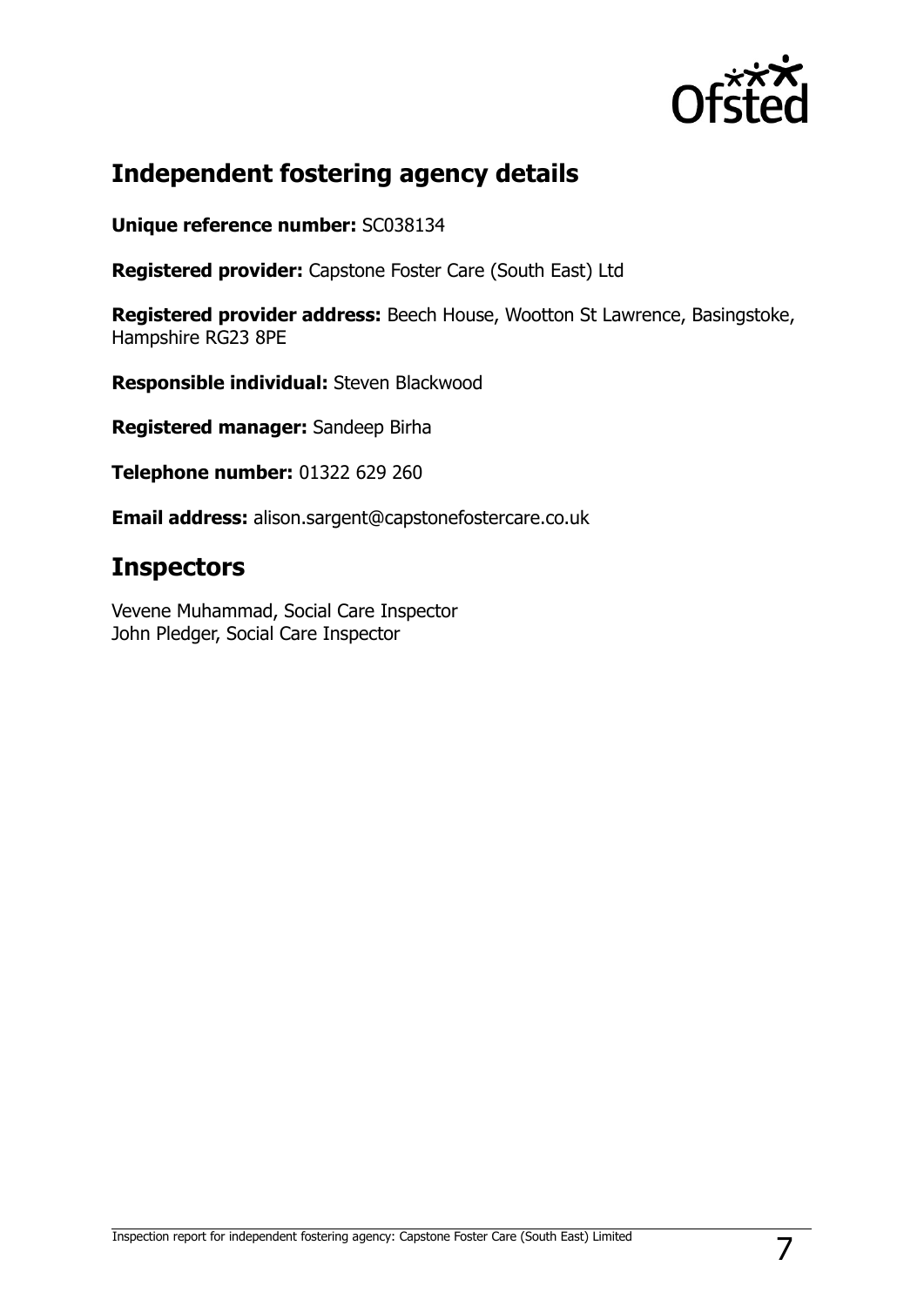## Independent fostering agency details

**Unique reference number:** SC038134

**Registered provider:** Capstone Foster Care (South East) Ltd

**Registered provider address:** Beech House, Wootton St Lawrence, Basingstoke, Hampshire RG23 8PE

**Responsible individual:** Steven Blackwood

**Registered manager:** Sandeep Birha

**Telephone number:** 01322 629 260

**Email address:** alison.sargent@capstonefostercare.co.uk

## Inspectors

Vevene Muhammad, Social Care Inspector
John Pledger, Social Care Inspector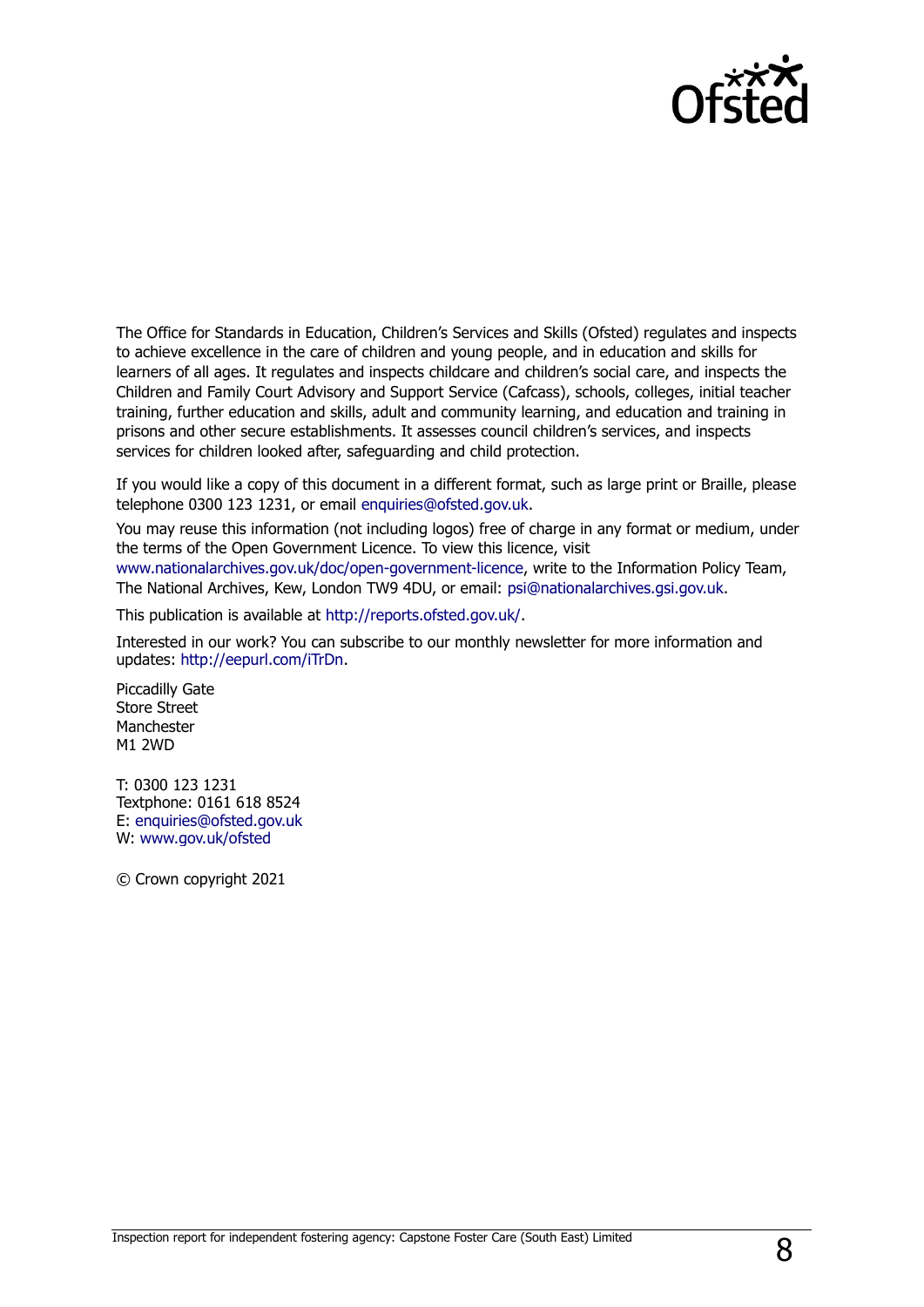The Office for Standards in Education, Children's Services and Skills (Ofsted) regulates and inspects to achieve excellence in the care of children and young people, and in education and skills for learners of all ages. It regulates and inspects childcare and children's social care, and inspects the Children and Family Court Advisory and Support Service (Cafcass), schools, colleges, initial teacher training, further education and skills, adult and community learning, and education and training in prisons and other secure establishments. It assesses council children's services, and inspects services for children looked after, safeguarding and child protection.

If you would like a copy of this document in a different format, such as large print or Braille, please telephone 0300 123 1231, or email enquiries@ofsted.gov.uk.

You may reuse this information (not including logos) free of charge in any format or medium, under the terms of the Open Government Licence. To view this licence, visit www.nationalarchives.gov.uk/doc/open-government-licence, write to the Information Policy Team, The National Archives, Kew, London TW9 4DU, or email: psi@nationalarchives.gsi.gov.uk.

This publication is available at http://reports.ofsted.gov.uk/.

Interested in our work? You can subscribe to our monthly newsletter for more information and updates: http://eepurl.com/iTrDn.

Piccadilly Gate
Store Street
Manchester
M1 2WD

T: 0300 123 1231
Textphone: 0161 618 8524
E: enquiries@ofsted.gov.uk
W: www.gov.uk/ofsted

© Crown copyright 2021